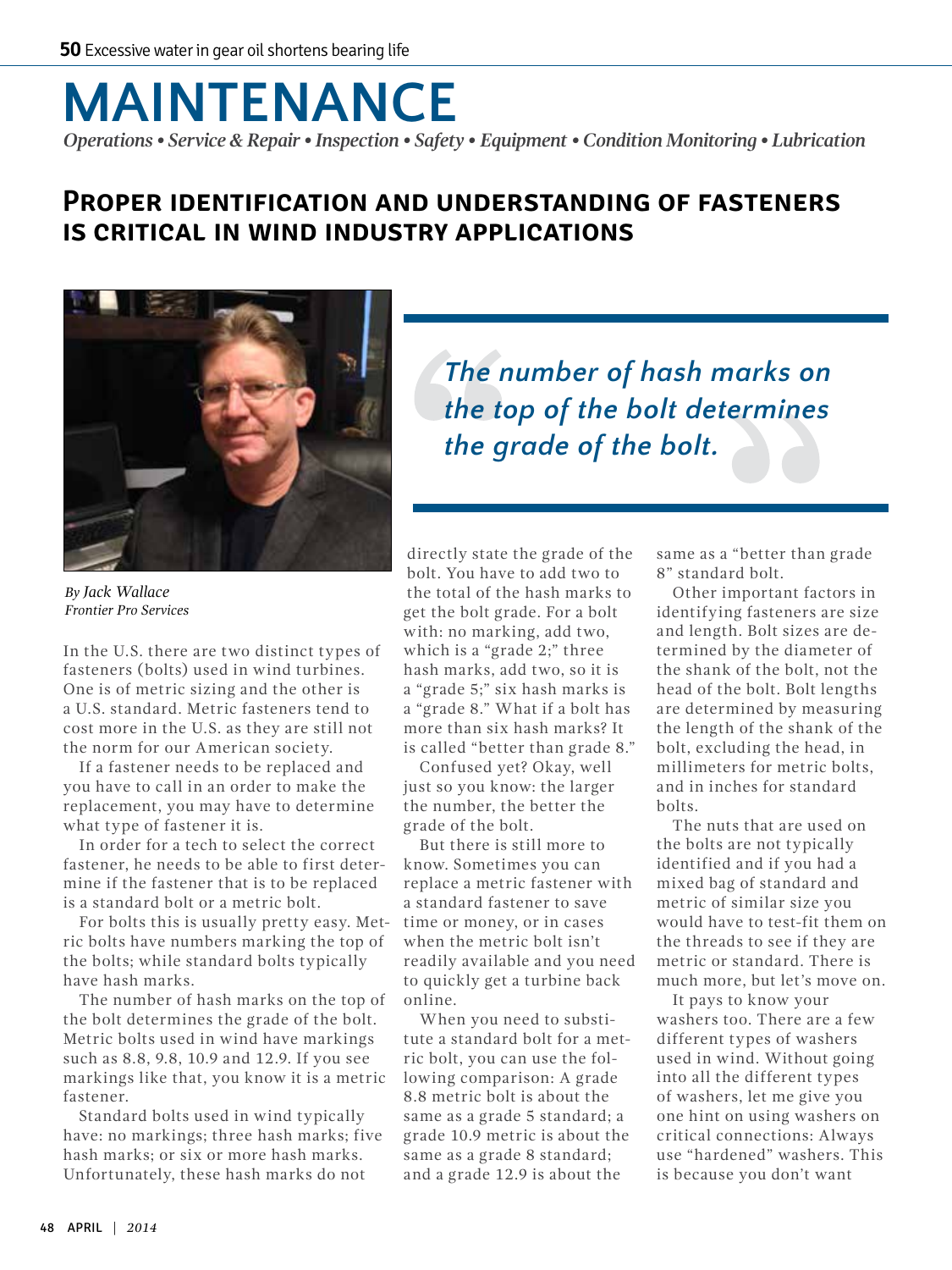# MAINTENANCE

*Operations • Service & Repair • Inspection • Safety • Equipment • Condition Monitoring • Lubrication*

## Proper identification and understanding of fasteners is critical in wind industry applications

*By Jack Wallace*
*Frontier Pro Services*

> *The number of hash marks on the top of the bolt determines the grade of the bolt.*

In the U.S. there are two distinct types of fasteners (bolts) used in wind turbines. One is of metric sizing and the other is a U.S. standard. Metric fasteners tend to cost more in the U.S. as they are still not the norm for our American society.

If a fastener needs to be replaced and you have to call in an order to make the replacement, you may have to determine what type of fastener it is.

In order for a tech to select the correct fastener, he needs to be able to first determine if the fastener that is to be replaced is a standard bolt or a metric bolt.

For bolts this is usually pretty easy. Metric bolts have numbers marking the top of the bolts; while standard bolts typically have hash marks.

The number of hash marks on the top of the bolt determines the grade of the bolt. Metric bolts used in wind have markings such as 8.8, 9.8, 10.9 and 12.9. If you see markings like that, you know it is a metric fastener.

Standard bolts used in wind typically have: no markings; three hash marks; five hash marks; or six or more hash marks. Unfortunately, these hash marks do not directly state the grade of the bolt. You have to add two to the total of the hash marks to get the bolt grade. For a bolt with: no marking, add two, which is a "grade 2;" three hash marks, add two, so it is a "grade 5;" six hash marks is a "grade 8." What if a bolt has more than six hash marks? It is called "better than grade 8."

Confused yet? Okay, well just so you know: the larger the number, the better the grade of the bolt.

But there is still more to know. Sometimes you can replace a metric fastener with a standard fastener to save time or money, or in cases when the metric bolt isn't readily available and you need to quickly get a turbine back online.

When you need to substitute a standard bolt for a metric bolt, you can use the following comparison: A grade 8.8 metric bolt is about the same as a grade 5 standard; a grade 10.9 metric is about the same as a grade 8 standard; and a grade 12.9 is about the same as a "better than grade 8" standard bolt.

Other important factors in identifying fasteners are size and length. Bolt sizes are determined by the diameter of the shank of the bolt, not the head of the bolt. Bolt lengths are determined by measuring the length of the shank of the bolt, excluding the head, in millimeters for metric bolts, and in inches for standard bolts.

The nuts that are used on the bolts are not typically identified and if you had a mixed bag of standard and metric of similar size you would have to test-fit them on the threads to see if they are metric or standard. There is much more, but let's move on.

It pays to know your washers too. There are a few different types of washers used in wind. Without going into all the different types of washers, let me give you one hint on using washers on critical connections: Always use "hardened" washers. This is because you don't want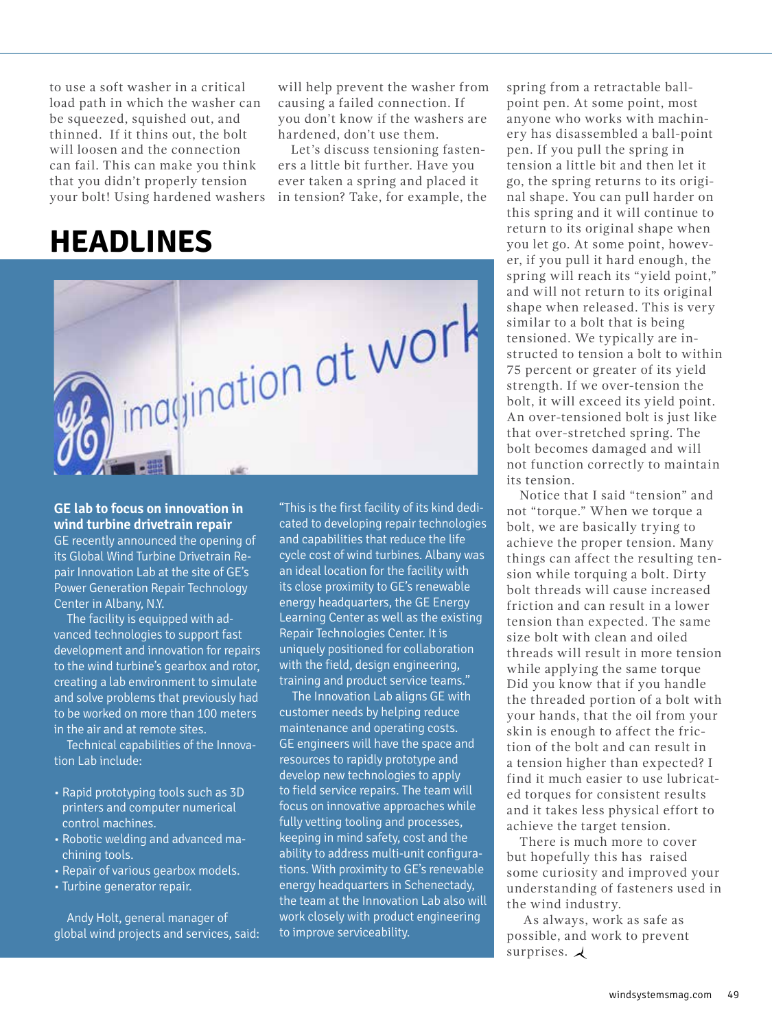to use a soft washer in a critical load path in which the washer can be squeezed, squished out, and thinned. If it thins out, the bolt will loosen and the connection can fail. This can make you think that you didn't properly tension your bolt! Using hardened washers will help prevent the washer from causing a failed connection. If you don't know if the washers are hardened, don't use them.

Let's discuss tensioning fasteners a little bit further. Have you ever taken a spring and placed it in tension? Take, for example, the spring from a retractable ball-point pen. At some point, most anyone who works with machinery has disassembled a ball-point pen. If you pull the spring in tension a little bit and then let it go, the spring returns to its original shape. You can pull harder on this spring and it will continue to return to its original shape when you let go. At some point, however, if you pull it hard enough, the spring will reach its "yield point," and will not return to its original shape when released. This is very similar to a bolt that is being tensioned. We typically are instructed to tension a bolt to within 75 percent or greater of its yield strength. If we over-tension the bolt, it will exceed its yield point. An over-tensioned bolt is just like that over-stretched spring. The bolt becomes damaged and will not function correctly to maintain its tension.

Notice that I said "tension" and not "torque." When we torque a bolt, we are basically trying to achieve the proper tension. Many things can affect the resulting tension while torquing a bolt. Dirty bolt threads will cause increased friction and can result in a lower tension than expected. The same size bolt with clean and oiled threads will result in more tension while applying the same torque Did you know that if you handle the threaded portion of a bolt with your hands, that the oil from your skin is enough to affect the friction of the bolt and can result in a tension higher than expected? I find it much easier to use lubricated torques for consistent results and it takes less physical effort to achieve the target tension.

There is much more to cover but hopefully this has raised some curiosity and improved your understanding of fasteners used in the wind industry.

As always, work as safe as possible, and work to prevent surprises.

# HEADLINES

## GE lab to focus on innovation in wind turbine drivetrain repair

GE recently announced the opening of its Global Wind Turbine Drivetrain Repair Innovation Lab at the site of GE's Power Generation Repair Technology Center in Albany, N.Y.

The facility is equipped with advanced technologies to support fast development and innovation for repairs to the wind turbine's gearbox and rotor, creating a lab environment to simulate and solve problems that previously had to be worked on more than 100 meters in the air and at remote sites.

Technical capabilities of the Innovation Lab include:

- Rapid prototyping tools such as 3D printers and computer numerical control machines.
- Robotic welding and advanced machining tools.
- Repair of various gearbox models.
- Turbine generator repair.

Andy Holt, general manager of global wind projects and services, said: "This is the first facility of its kind dedicated to developing repair technologies and capabilities that reduce the life cycle cost of wind turbines. Albany was an ideal location for the facility with its close proximity to GE's renewable energy headquarters, the GE Energy Learning Center as well as the existing Repair Technologies Center. It is uniquely positioned for collaboration with the field, design engineering, training and product service teams."

The Innovation Lab aligns GE with customer needs by helping reduce maintenance and operating costs. GE engineers will have the space and resources to rapidly prototype and develop new technologies to apply to field service repairs. The team will focus on innovative approaches while fully vetting tooling and processes, keeping in mind safety, cost and the ability to address multi-unit configurations. With proximity to GE's renewable energy headquarters in Schenectady, the team at the Innovation Lab also will work closely with product engineering to improve serviceability.